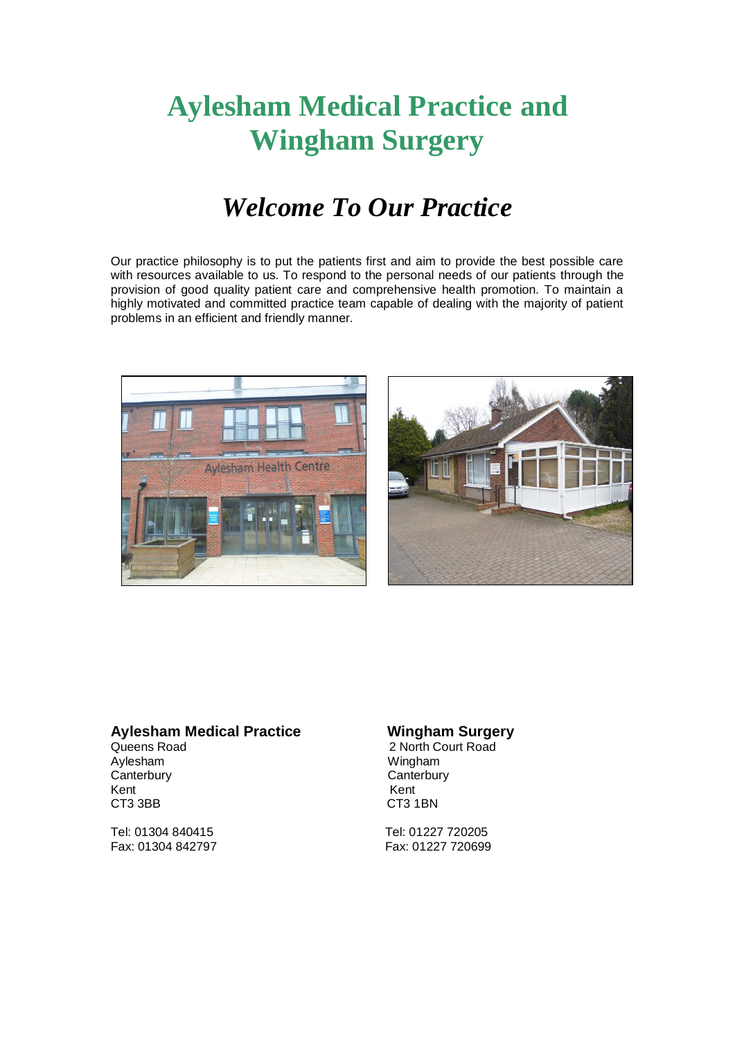# Aylesham Medical Practice and Wingham Surgery

## *Welcome To Our Practice*

Our practice philosophy is to put the patients first and aim to provide the best possible care with resources available to us. To respond to the personal needs of our patients through the provision of good quality patient care and comprehensive health promotion. To maintain a highly motivated and committed practice team capable of dealing with the majority of patient problems in an efficient and friendly manner.

**Aylesham Medical Practice**
Queens Road
Aylesham
Canterbury
Kent
CT3 3BB

Tel: 01304 840415
Fax: 01304 842797

**Wingham Surgery**
2 North Court Road
Wingham
Canterbury
Kent
CT3 1BN

Tel: 01227 720205
Fax: 01227 720699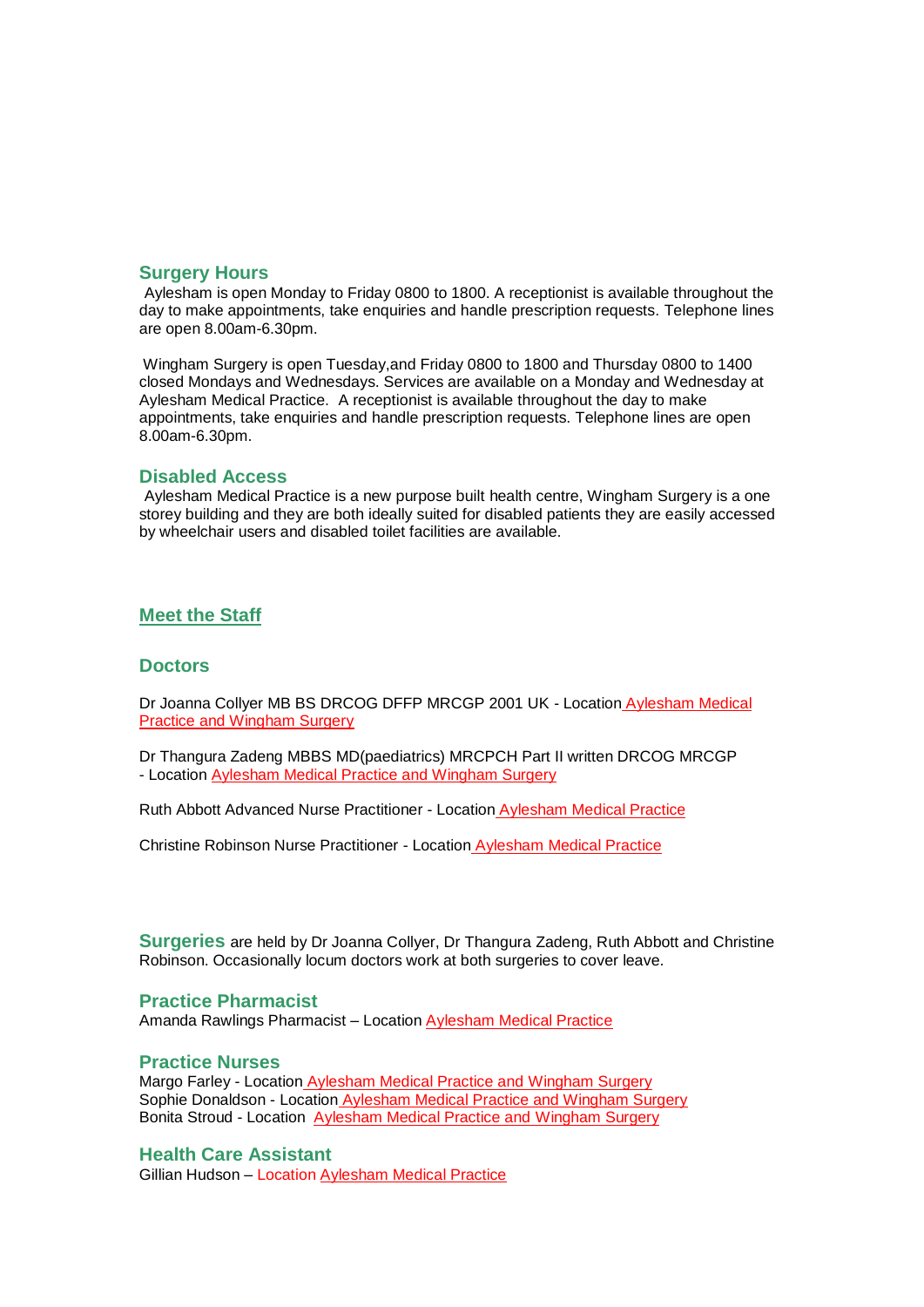## Surgery Hours

Aylesham is open Monday to Friday 0800 to 1800. A receptionist is available throughout the day to make appointments, take enquiries and handle prescription requests. Telephone lines are open 8.00am-6.30pm.

Wingham Surgery is open Tuesday,and Friday 0800 to 1800 and Thursday 0800 to 1400 closed Mondays and Wednesdays. Services are available on a Monday and Wednesday at Aylesham Medical Practice. A receptionist is available throughout the day to make appointments, take enquiries and handle prescription requests. Telephone lines are open 8.00am-6.30pm.

## Disabled Access

Aylesham Medical Practice is a new purpose built health centre, Wingham Surgery is a one storey building and they are both ideally suited for disabled patients they are easily accessed by wheelchair users and disabled toilet facilities are available.

## Meet the Staff

## Doctors

Dr Joanna Collyer MB BS DRCOG DFFP MRCGP 2001 UK - Location Aylesham Medical Practice and Wingham Surgery

Dr Thangura Zadeng MBBS MD(paediatrics) MRCPCH Part II written DRCOG MRCGP - Location Aylesham Medical Practice and Wingham Surgery

Ruth Abbott Advanced Nurse Practitioner - Location Aylesham Medical Practice

Christine Robinson Nurse Practitioner - Location Aylesham Medical Practice

**Surgeries** are held by Dr Joanna Collyer, Dr Thangura Zadeng, Ruth Abbott and Christine Robinson. Occasionally locum doctors work at both surgeries to cover leave.

## Practice Pharmacist

Amanda Rawlings Pharmacist – Location Aylesham Medical Practice

## Practice Nurses

Margo Farley - Location Aylesham Medical Practice and Wingham Surgery
Sophie Donaldson - Location Aylesham Medical Practice and Wingham Surgery
Bonita Stroud - Location Aylesham Medical Practice and Wingham Surgery

## Health Care Assistant

Gillian Hudson – Location Aylesham Medical Practice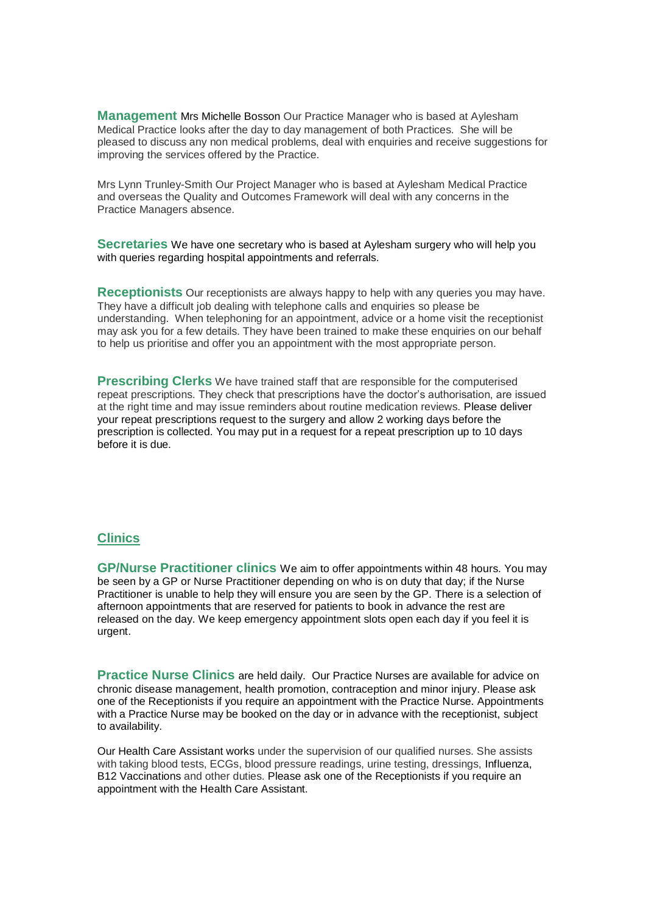**Management** Mrs Michelle Bosson Our Practice Manager who is based at Aylesham Medical Practice looks after the day to day management of both Practices. She will be pleased to discuss any non medical problems, deal with enquiries and receive suggestions for improving the services offered by the Practice.

Mrs Lynn Trunley-Smith Our Project Manager who is based at Aylesham Medical Practice and overseas the Quality and Outcomes Framework will deal with any concerns in the Practice Managers absence.

**Secretaries** We have one secretary who is based at Aylesham surgery who will help you with queries regarding hospital appointments and referrals.

**Receptionists** Our receptionists are always happy to help with any queries you may have. They have a difficult job dealing with telephone calls and enquiries so please be understanding. When telephoning for an appointment, advice or a home visit the receptionist may ask you for a few details. They have been trained to make these enquiries on our behalf to help us prioritise and offer you an appointment with the most appropriate person.

**Prescribing Clerks** We have trained staff that are responsible for the computerised repeat prescriptions. They check that prescriptions have the doctor's authorisation, are issued at the right time and may issue reminders about routine medication reviews. Please deliver your repeat prescriptions request to the surgery and allow 2 working days before the prescription is collected. You may put in a request for a repeat prescription up to 10 days before it is due.

## Clinics

**GP/Nurse Practitioner clinics** We aim to offer appointments within 48 hours. You may be seen by a GP or Nurse Practitioner depending on who is on duty that day; if the Nurse Practitioner is unable to help they will ensure you are seen by the GP. There is a selection of afternoon appointments that are reserved for patients to book in advance the rest are released on the day. We keep emergency appointment slots open each day if you feel it is urgent.

**Practice Nurse Clinics** are held daily. Our Practice Nurses are available for advice on chronic disease management, health promotion, contraception and minor injury. Please ask one of the Receptionists if you require an appointment with the Practice Nurse. Appointments with a Practice Nurse may be booked on the day or in advance with the receptionist, subject to availability.

Our Health Care Assistant works under the supervision of our qualified nurses. She assists with taking blood tests, ECGs, blood pressure readings, urine testing, dressings, Influenza, B12 Vaccinations and other duties. Please ask one of the Receptionists if you require an appointment with the Health Care Assistant.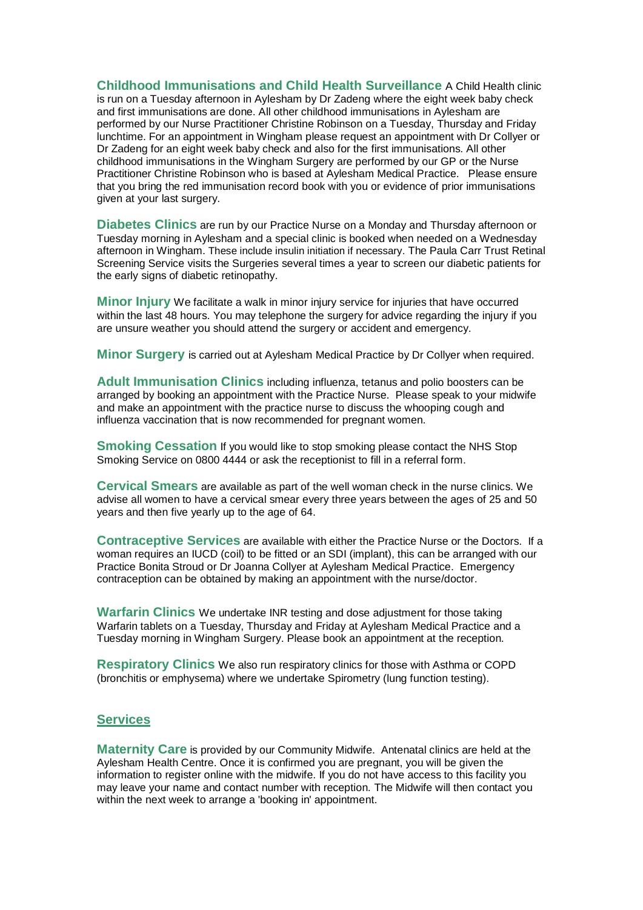**Childhood Immunisations and Child Health Surveillance** A Child Health clinic is run on a Tuesday afternoon in Aylesham by Dr Zadeng where the eight week baby check and first immunisations are done. All other childhood immunisations in Aylesham are performed by our Nurse Practitioner Christine Robinson on a Tuesday, Thursday and Friday lunchtime. For an appointment in Wingham please request an appointment with Dr Collyer or Dr Zadeng for an eight week baby check and also for the first immunisations. All other childhood immunisations in the Wingham Surgery are performed by our GP or the Nurse Practitioner Christine Robinson who is based at Aylesham Medical Practice. Please ensure that you bring the red immunisation record book with you or evidence of prior immunisations given at your last surgery.

**Diabetes Clinics** are run by our Practice Nurse on a Monday and Thursday afternoon or Tuesday morning in Aylesham and a special clinic is booked when needed on a Wednesday afternoon in Wingham. These include insulin initiation if necessary. The Paula Carr Trust Retinal Screening Service visits the Surgeries several times a year to screen our diabetic patients for the early signs of diabetic retinopathy.

**Minor Injury** We facilitate a walk in minor injury service for injuries that have occurred within the last 48 hours. You may telephone the surgery for advice regarding the injury if you are unsure weather you should attend the surgery or accident and emergency.

**Minor Surgery** is carried out at Aylesham Medical Practice by Dr Collyer when required.

**Adult Immunisation Clinics** including influenza, tetanus and polio boosters can be arranged by booking an appointment with the Practice Nurse. Please speak to your midwife and make an appointment with the practice nurse to discuss the whooping cough and influenza vaccination that is now recommended for pregnant women.

**Smoking Cessation** If you would like to stop smoking please contact the NHS Stop Smoking Service on 0800 4444 or ask the receptionist to fill in a referral form.

**Cervical Smears** are available as part of the well woman check in the nurse clinics. We advise all women to have a cervical smear every three years between the ages of 25 and 50 years and then five yearly up to the age of 64.

**Contraceptive Services** are available with either the Practice Nurse or the Doctors. If a woman requires an IUCD (coil) to be fitted or an SDI (implant), this can be arranged with our Practice Bonita Stroud or Dr Joanna Collyer at Aylesham Medical Practice. Emergency contraception can be obtained by making an appointment with the nurse/doctor.

**Warfarin Clinics** We undertake INR testing and dose adjustment for those taking Warfarin tablets on a Tuesday, Thursday and Friday at Aylesham Medical Practice and a Tuesday morning in Wingham Surgery. Please book an appointment at the reception.

**Respiratory Clinics** We also run respiratory clinics for those with Asthma or COPD (bronchitis or emphysema) where we undertake Spirometry (lung function testing).

## Services

**Maternity Care** is provided by our Community Midwife. Antenatal clinics are held at the Aylesham Health Centre. Once it is confirmed you are pregnant, you will be given the information to register online with the midwife. If you do not have access to this facility you may leave your name and contact number with reception. The Midwife will then contact you within the next week to arrange a 'booking in' appointment.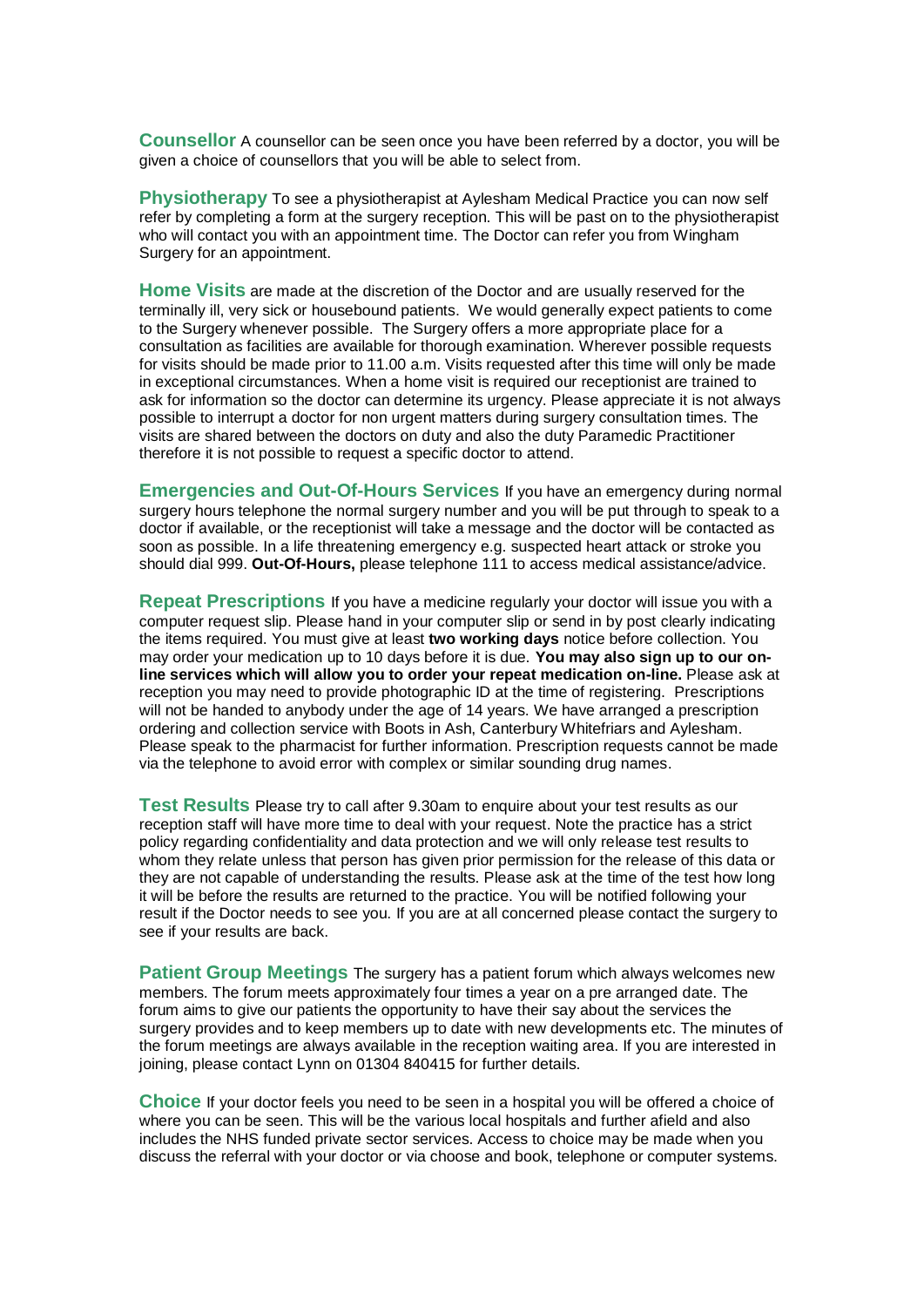**Counsellor** A counsellor can be seen once you have been referred by a doctor, you will be given a choice of counsellors that you will be able to select from.

**Physiotherapy** To see a physiotherapist at Aylesham Medical Practice you can now self refer by completing a form at the surgery reception. This will be past on to the physiotherapist who will contact you with an appointment time. The Doctor can refer you from Wingham Surgery for an appointment.

**Home Visits** are made at the discretion of the Doctor and are usually reserved for the terminally ill, very sick or housebound patients. We would generally expect patients to come to the Surgery whenever possible. The Surgery offers a more appropriate place for a consultation as facilities are available for thorough examination. Wherever possible requests for visits should be made prior to 11.00 a.m. Visits requested after this time will only be made in exceptional circumstances. When a home visit is required our receptionist are trained to ask for information so the doctor can determine its urgency. Please appreciate it is not always possible to interrupt a doctor for non urgent matters during surgery consultation times. The visits are shared between the doctors on duty and also the duty Paramedic Practitioner therefore it is not possible to request a specific doctor to attend.

**Emergencies and Out-Of-Hours Services** If you have an emergency during normal surgery hours telephone the normal surgery number and you will be put through to speak to a doctor if available, or the receptionist will take a message and the doctor will be contacted as soon as possible. In a life threatening emergency e.g. suspected heart attack or stroke you should dial 999. **Out-Of-Hours,** please telephone 111 to access medical assistance/advice.

**Repeat Prescriptions** If you have a medicine regularly your doctor will issue you with a computer request slip. Please hand in your computer slip or send in by post clearly indicating the items required. You must give at least **two working days** notice before collection. You may order your medication up to 10 days before it is due. **You may also sign up to our on-line services which will allow you to order your repeat medication on-line.** Please ask at reception you may need to provide photographic ID at the time of registering. Prescriptions will not be handed to anybody under the age of 14 years. We have arranged a prescription ordering and collection service with Boots in Ash, Canterbury Whitefriars and Aylesham. Please speak to the pharmacist for further information. Prescription requests cannot be made via the telephone to avoid error with complex or similar sounding drug names.

**Test Results** Please try to call after 9.30am to enquire about your test results as our reception staff will have more time to deal with your request. Note the practice has a strict policy regarding confidentiality and data protection and we will only release test results to whom they relate unless that person has given prior permission for the release of this data or they are not capable of understanding the results. Please ask at the time of the test how long it will be before the results are returned to the practice. You will be notified following your result if the Doctor needs to see you. If you are at all concerned please contact the surgery to see if your results are back.

**Patient Group Meetings** The surgery has a patient forum which always welcomes new members. The forum meets approximately four times a year on a pre arranged date. The forum aims to give our patients the opportunity to have their say about the services the surgery provides and to keep members up to date with new developments etc. The minutes of the forum meetings are always available in the reception waiting area. If you are interested in joining, please contact Lynn on 01304 840415 for further details.

**Choice** If your doctor feels you need to be seen in a hospital you will be offered a choice of where you can be seen. This will be the various local hospitals and further afield and also includes the NHS funded private sector services. Access to choice may be made when you discuss the referral with your doctor or via choose and book, telephone or computer systems.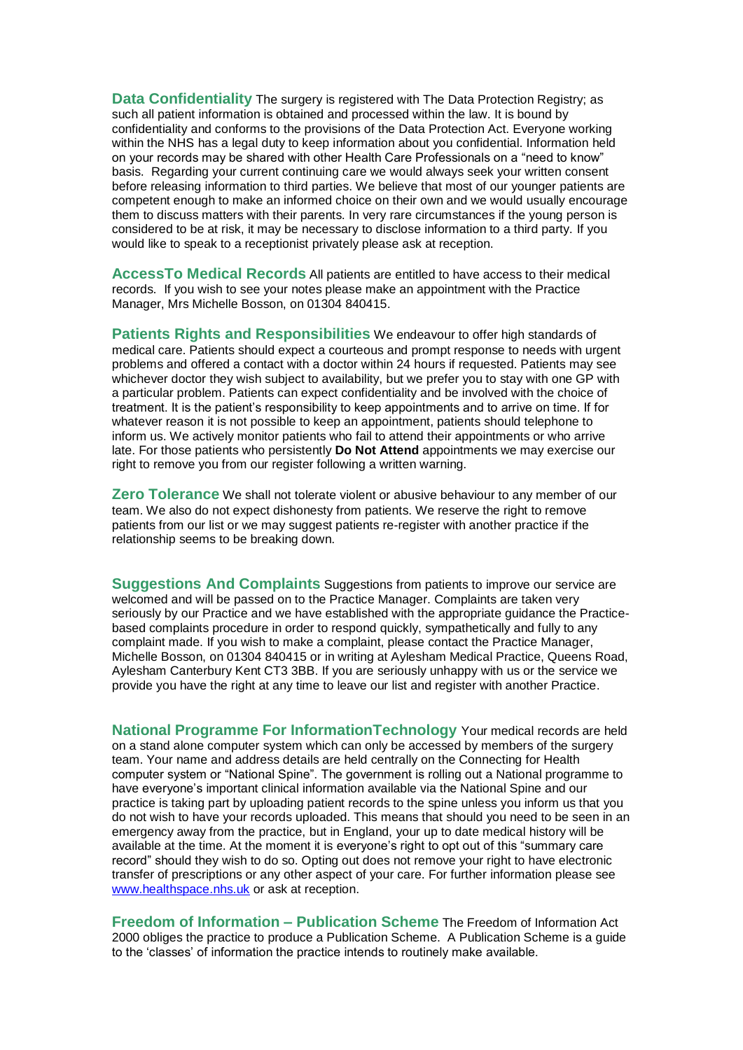**Data Confidentiality** The surgery is registered with The Data Protection Registry; as such all patient information is obtained and processed within the law. It is bound by confidentiality and conforms to the provisions of the Data Protection Act. Everyone working within the NHS has a legal duty to keep information about you confidential. Information held on your records may be shared with other Health Care Professionals on a "need to know" basis. Regarding your current continuing care we would always seek your written consent before releasing information to third parties. We believe that most of our younger patients are competent enough to make an informed choice on their own and we would usually encourage them to discuss matters with their parents. In very rare circumstances if the young person is considered to be at risk, it may be necessary to disclose information to a third party. If you would like to speak to a receptionist privately please ask at reception.

**AccessTo Medical Records** All patients are entitled to have access to their medical records. If you wish to see your notes please make an appointment with the Practice Manager, Mrs Michelle Bosson, on 01304 840415.

**Patients Rights and Responsibilities** We endeavour to offer high standards of medical care. Patients should expect a courteous and prompt response to needs with urgent problems and offered a contact with a doctor within 24 hours if requested. Patients may see whichever doctor they wish subject to availability, but we prefer you to stay with one GP with a particular problem. Patients can expect confidentiality and be involved with the choice of treatment. It is the patient's responsibility to keep appointments and to arrive on time. If for whatever reason it is not possible to keep an appointment, patients should telephone to inform us. We actively monitor patients who fail to attend their appointments or who arrive late. For those patients who persistently **Do Not Attend** appointments we may exercise our right to remove you from our register following a written warning.

**Zero Tolerance** We shall not tolerate violent or abusive behaviour to any member of our team. We also do not expect dishonesty from patients. We reserve the right to remove patients from our list or we may suggest patients re-register with another practice if the relationship seems to be breaking down.

**Suggestions And Complaints** Suggestions from patients to improve our service are welcomed and will be passed on to the Practice Manager. Complaints are taken very seriously by our Practice and we have established with the appropriate guidance the Practice-based complaints procedure in order to respond quickly, sympathetically and fully to any complaint made. If you wish to make a complaint, please contact the Practice Manager, Michelle Bosson, on 01304 840415 or in writing at Aylesham Medical Practice, Queens Road, Aylesham Canterbury Kent CT3 3BB. If you are seriously unhappy with us or the service we provide you have the right at any time to leave our list and register with another Practice.

**National Programme For InformationTechnology** Your medical records are held on a stand alone computer system which can only be accessed by members of the surgery team. Your name and address details are held centrally on the Connecting for Health computer system or "National Spine". The government is rolling out a National programme to have everyone's important clinical information available via the National Spine and our practice is taking part by uploading patient records to the spine unless you inform us that you do not wish to have your records uploaded. This means that should you need to be seen in an emergency away from the practice, but in England, your up to date medical history will be available at the time. At the moment it is everyone's right to opt out of this "summary care record" should they wish to do so. Opting out does not remove your right to have electronic transfer of prescriptions or any other aspect of your care. For further information please see [www.healthspace.nhs.uk](http://www.healthspace.nhs.uk) or ask at reception.

**Freedom of Information – Publication Scheme** The Freedom of Information Act 2000 obliges the practice to produce a Publication Scheme. A Publication Scheme is a guide to the 'classes' of information the practice intends to routinely make available.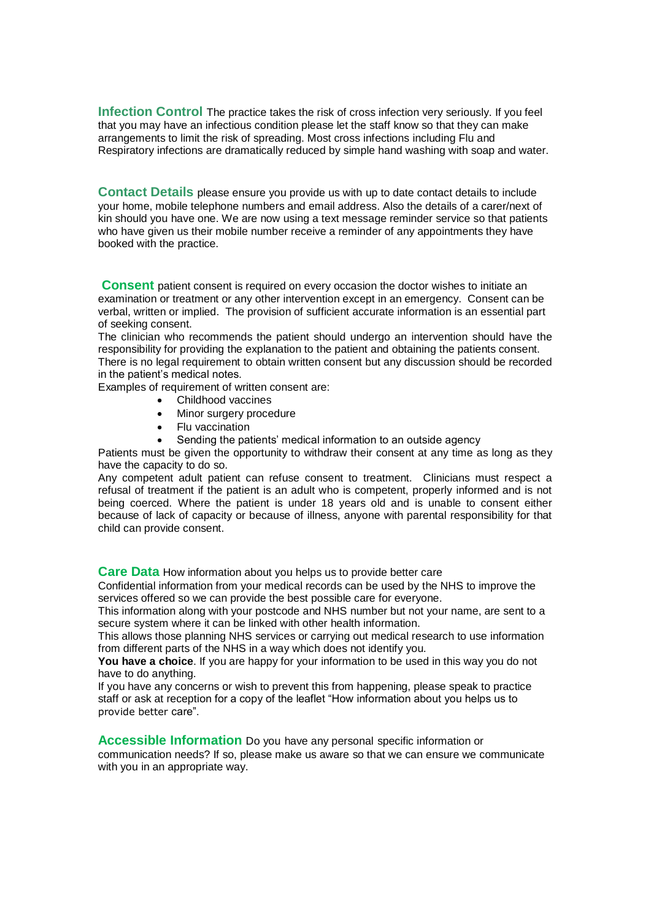**Infection Control** The practice takes the risk of cross infection very seriously. If you feel that you may have an infectious condition please let the staff know so that they can make arrangements to limit the risk of spreading. Most cross infections including Flu and Respiratory infections are dramatically reduced by simple hand washing with soap and water.

**Contact Details** please ensure you provide us with up to date contact details to include your home, mobile telephone numbers and email address. Also the details of a carer/next of kin should you have one. We are now using a text message reminder service so that patients who have given us their mobile number receive a reminder of any appointments they have booked with the practice.

**Consent** patient consent is required on every occasion the doctor wishes to initiate an examination or treatment or any other intervention except in an emergency. Consent can be verbal, written or implied. The provision of sufficient accurate information is an essential part of seeking consent.

The clinician who recommends the patient should undergo an intervention should have the responsibility for providing the explanation to the patient and obtaining the patients consent. There is no legal requirement to obtain written consent but any discussion should be recorded in the patient's medical notes.

Examples of requirement of written consent are:

- Childhood vaccines
- Minor surgery procedure
- Flu vaccination
- Sending the patients' medical information to an outside agency

Patients must be given the opportunity to withdraw their consent at any time as long as they have the capacity to do so.

Any competent adult patient can refuse consent to treatment. Clinicians must respect a refusal of treatment if the patient is an adult who is competent, properly informed and is not being coerced. Where the patient is under 18 years old and is unable to consent either because of lack of capacity or because of illness, anyone with parental responsibility for that child can provide consent.

**Care Data** How information about you helps us to provide better care

Confidential information from your medical records can be used by the NHS to improve the services offered so we can provide the best possible care for everyone.

This information along with your postcode and NHS number but not your name, are sent to a secure system where it can be linked with other health information.

This allows those planning NHS services or carrying out medical research to use information from different parts of the NHS in a way which does not identify you.

**You have a choice**. If you are happy for your information to be used in this way you do not have to do anything.

If you have any concerns or wish to prevent this from happening, please speak to practice staff or ask at reception for a copy of the leaflet "How information about you helps us to provide better care".

**Accessible Information** Do you have any personal specific information or communication needs? If so, please make us aware so that we can ensure we communicate with you in an appropriate way.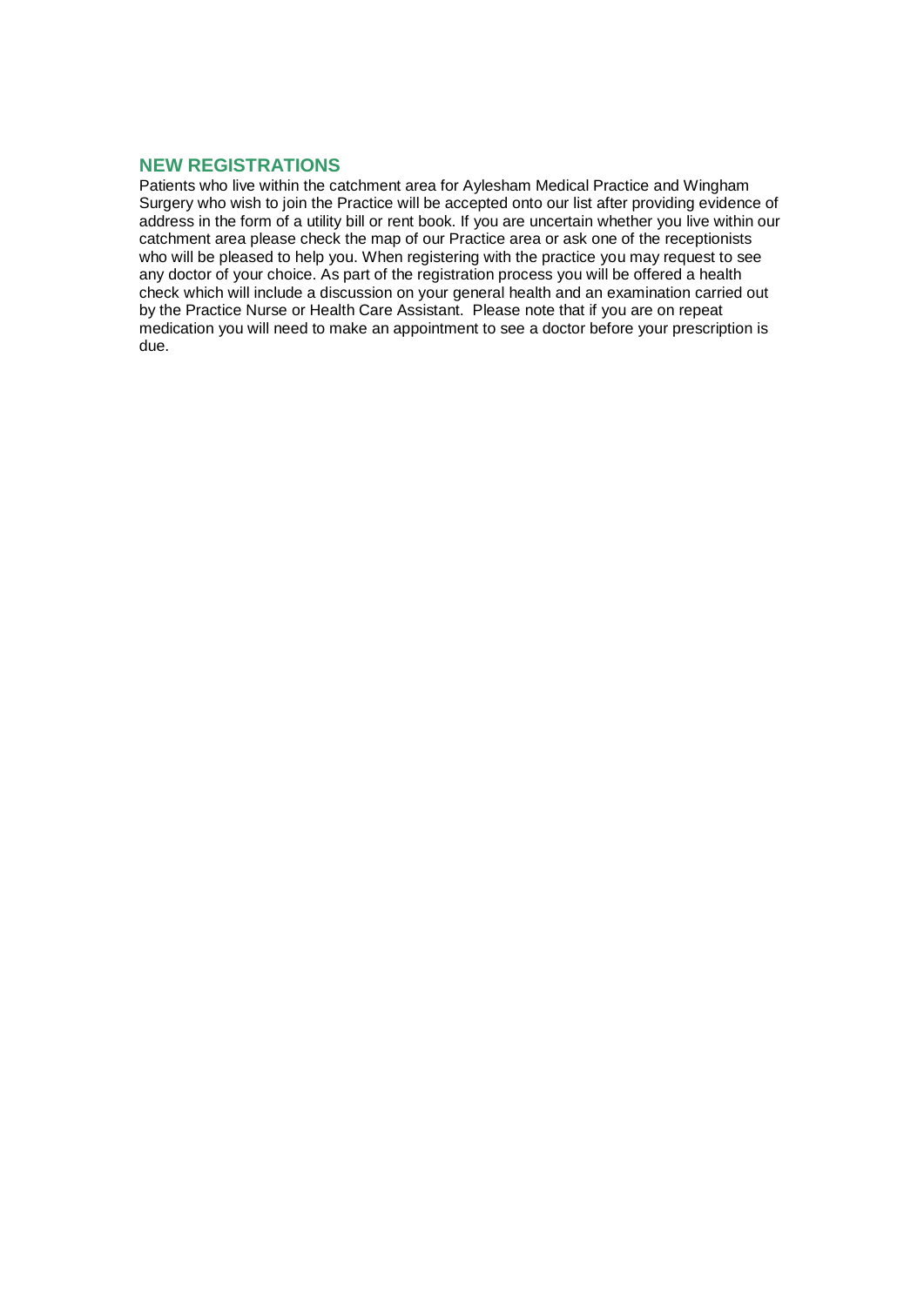## NEW REGISTRATIONS

Patients who live within the catchment area for Aylesham Medical Practice and Wingham Surgery who wish to join the Practice will be accepted onto our list after providing evidence of address in the form of a utility bill or rent book. If you are uncertain whether you live within our catchment area please check the map of our Practice area or ask one of the receptionists who will be pleased to help you. When registering with the practice you may request to see any doctor of your choice. As part of the registration process you will be offered a health check which will include a discussion on your general health and an examination carried out by the Practice Nurse or Health Care Assistant. Please note that if you are on repeat medication you will need to make an appointment to see a doctor before your prescription is due.